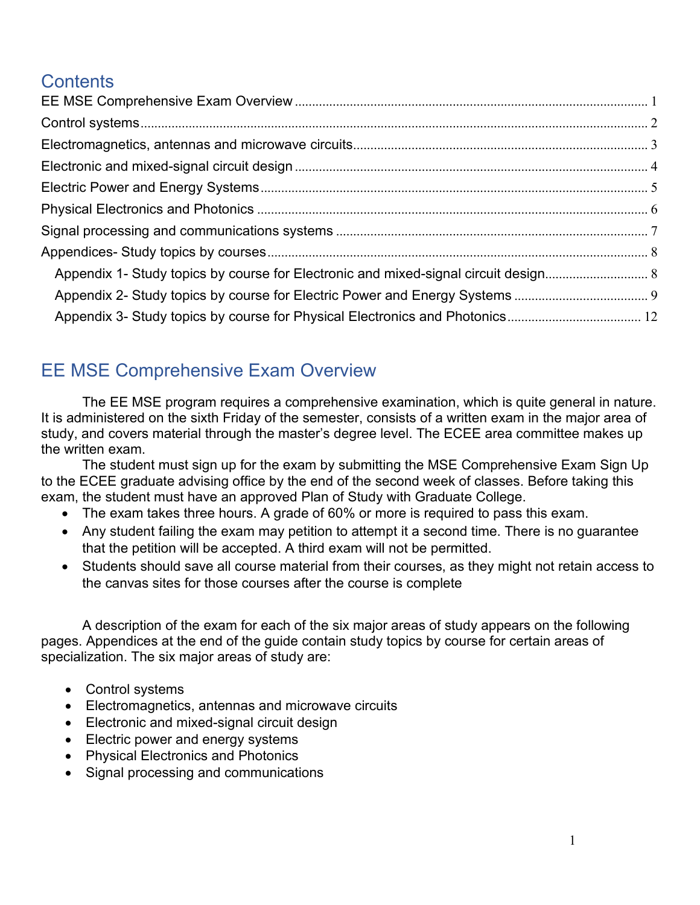# Contents

- EE MSE Comprehensive Exam Overview ........ 1
- Control systems ........ 2
- Electromagnetics, antennas and microwave circuits ........ 3
- Electronic and mixed-signal circuit design ........ 4
- Electric Power and Energy Systems ........ 5
- Physical Electronics and Photonics ........ 6
- Signal processing and communications systems ........ 7
- Appendices- Study topics by courses ........ 8
  - Appendix 1- Study topics by course for Electronic and mixed-signal circuit design ........ 8
  - Appendix 2- Study topics by course for Electric Power and Energy Systems ........ 9
  - Appendix 3- Study topics by course for Physical Electronics and Photonics ........ 12

# EE MSE Comprehensive Exam Overview

The EE MSE program requires a comprehensive examination, which is quite general in nature. It is administered on the sixth Friday of the semester, consists of a written exam in the major area of study, and covers material through the master's degree level. The ECEE area committee makes up the written exam.

The student must sign up for the exam by submitting the MSE Comprehensive Exam Sign Up to the ECEE graduate advising office by the end of the second week of classes. Before taking this exam, the student must have an approved Plan of Study with Graduate College.

- The exam takes three hours. A grade of 60% or more is required to pass this exam.
- Any student failing the exam may petition to attempt it a second time. There is no guarantee that the petition will be accepted. A third exam will not be permitted.
- Students should save all course material from their courses, as they might not retain access to the canvas sites for those courses after the course is complete

A description of the exam for each of the six major areas of study appears on the following pages. Appendices at the end of the guide contain study topics by course for certain areas of specialization. The six major areas of study are:

- Control systems
- Electromagnetics, antennas and microwave circuits
- Electronic and mixed-signal circuit design
- Electric power and energy systems
- Physical Electronics and Photonics
- Signal processing and communications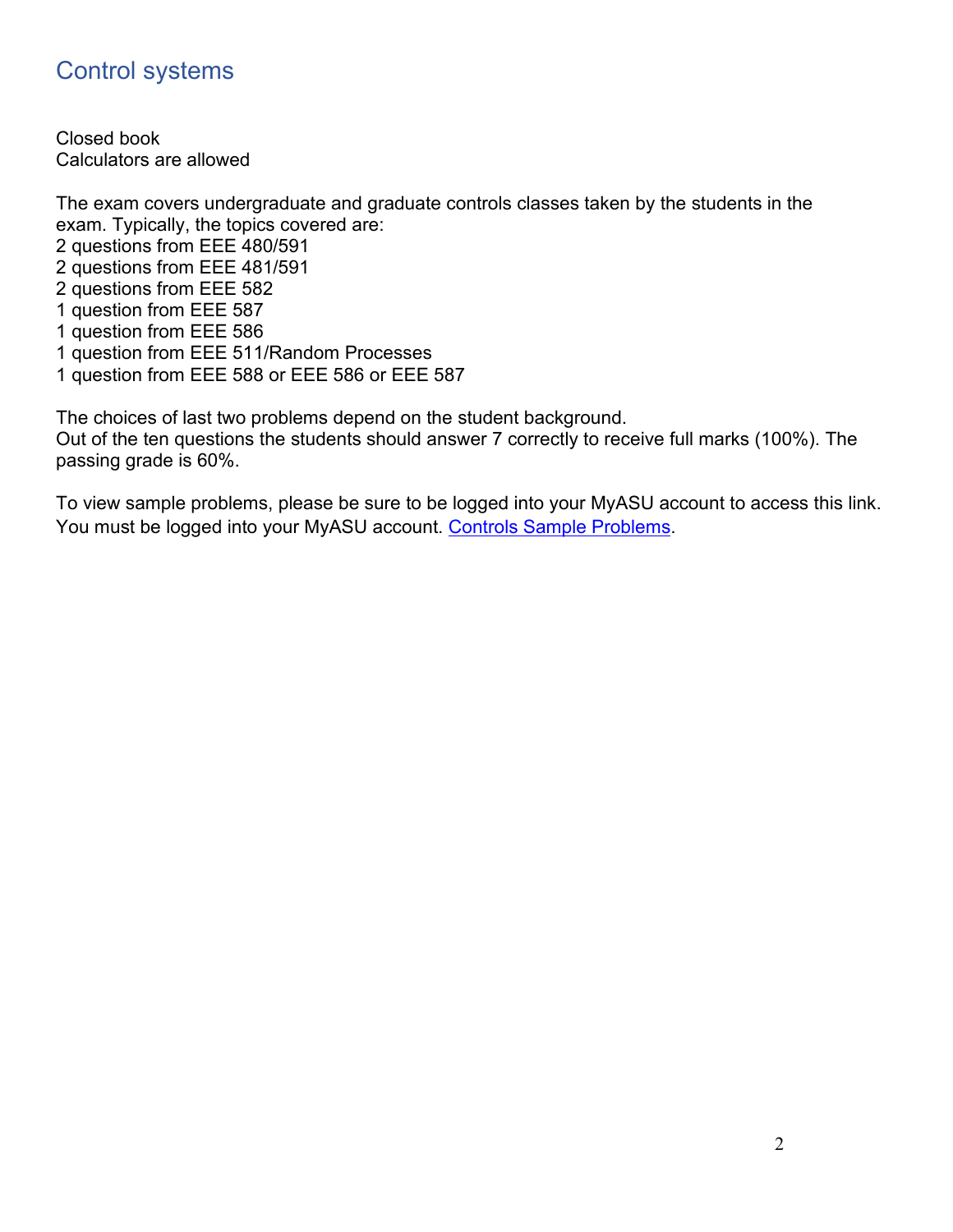# Control systems

Closed book
Calculators are allowed

The exam covers undergraduate and graduate controls classes taken by the students in the exam. Typically, the topics covered are:
2 questions from EEE 480/591
2 questions from EEE 481/591
2 questions from EEE 582
1 question from EEE 587
1 question from EEE 586
1 question from EEE 511/Random Processes
1 question from EEE 588 or EEE 586 or EEE 587

The choices of last two problems depend on the student background.
Out of the ten questions the students should answer 7 correctly to receive full marks (100%). The passing grade is 60%.

To view sample problems, please be sure to be logged into your MyASU account to access this link. You must be logged into your MyASU account. Controls Sample Problems.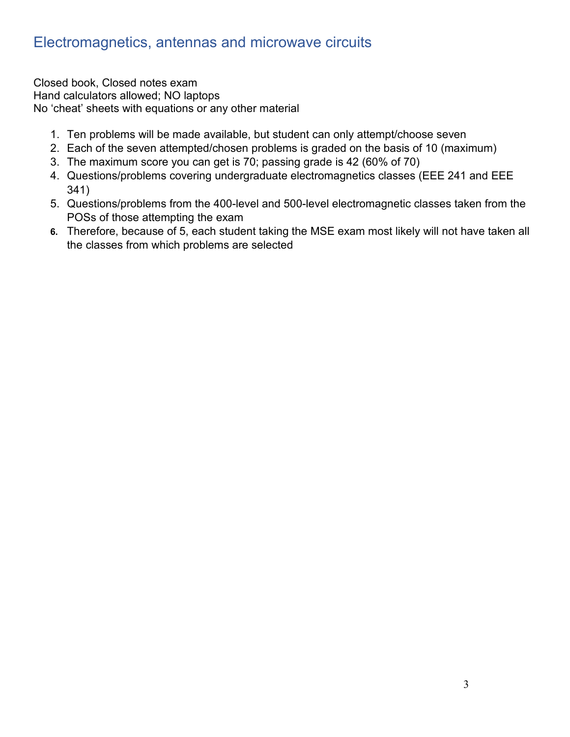## Electromagnetics, antennas and microwave circuits

Closed book, Closed notes exam
Hand calculators allowed; NO laptops
No 'cheat' sheets with equations or any other material

1. Ten problems will be made available, but student can only attempt/choose seven
2. Each of the seven attempted/chosen problems is graded on the basis of 10 (maximum)
3. The maximum score you can get is 70; passing grade is 42 (60% of 70)
4. Questions/problems covering undergraduate electromagnetics classes (EEE 241 and EEE 341)
5. Questions/problems from the 400-level and 500-level electromagnetic classes taken from the POSs of those attempting the exam
6. Therefore, because of 5, each student taking the MSE exam most likely will not have taken all the classes from which problems are selected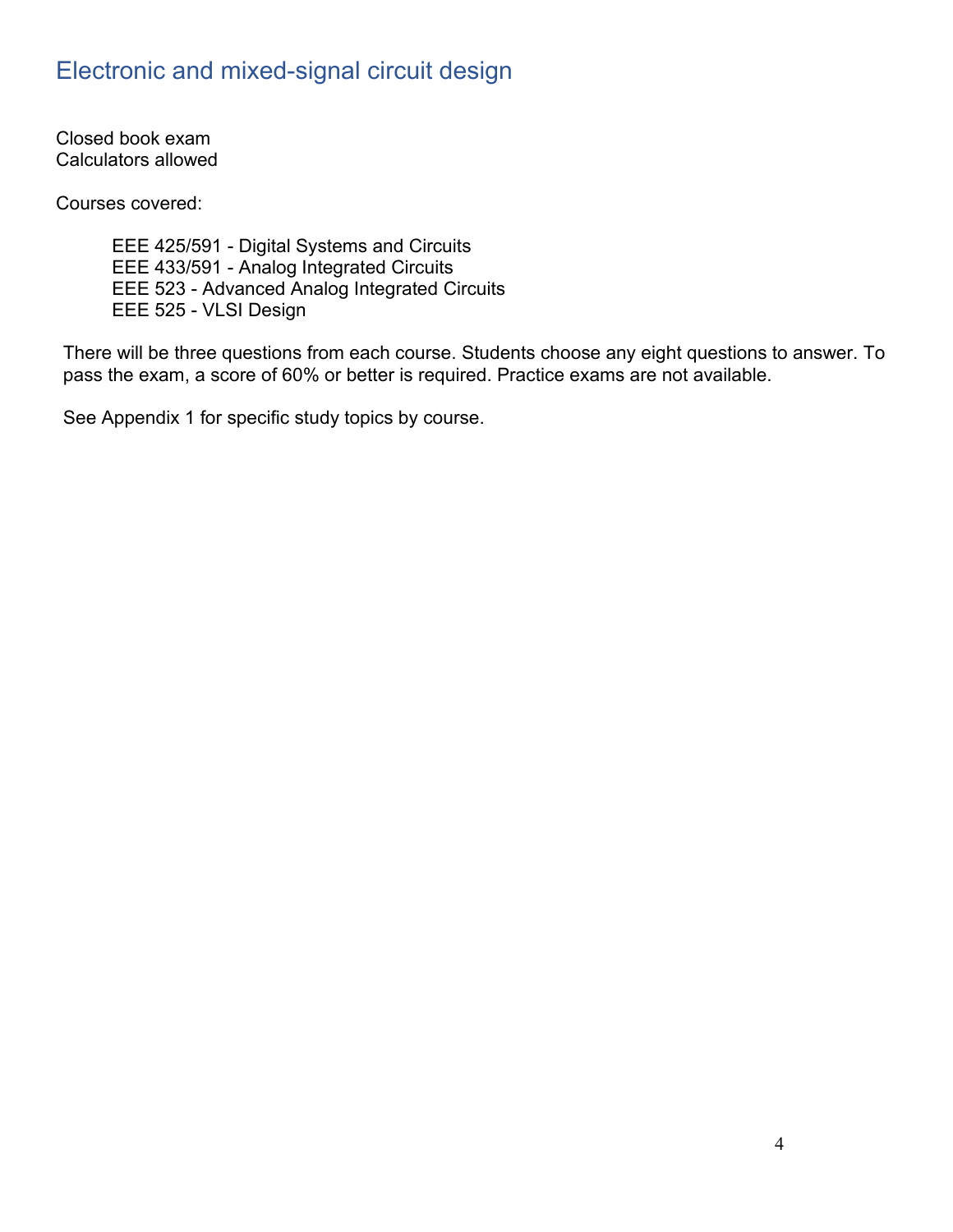## Electronic and mixed-signal circuit design

Closed book exam
Calculators allowed

Courses covered:

- EEE 425/591 - Digital Systems and Circuits
- EEE 433/591 - Analog Integrated Circuits
- EEE 523 - Advanced Analog Integrated Circuits
- EEE 525 - VLSI Design

There will be three questions from each course. Students choose any eight questions to answer. To pass the exam, a score of 60% or better is required. Practice exams are not available.

See Appendix 1 for specific study topics by course.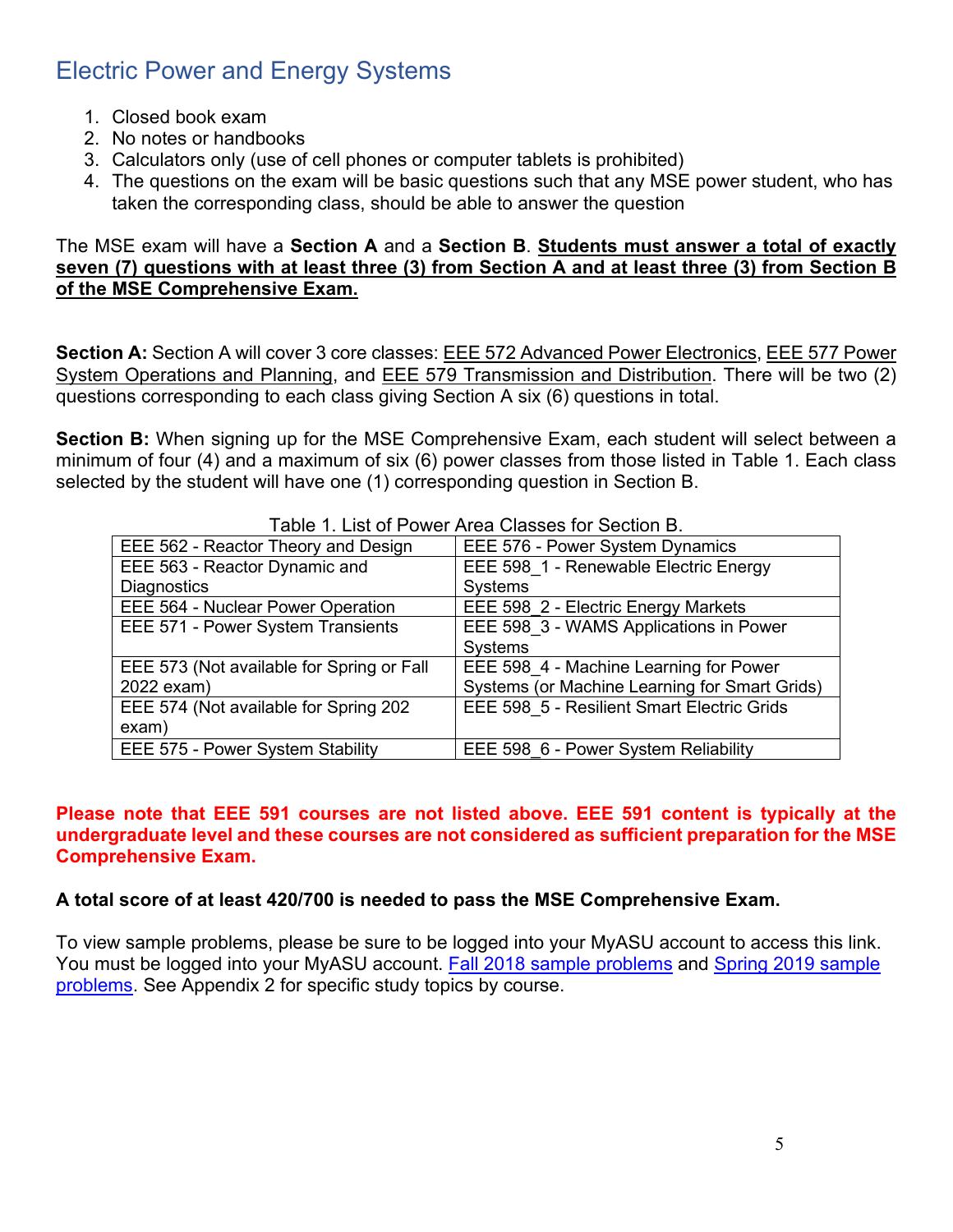## Electric Power and Energy Systems

1. Closed book exam
2. No notes or handbooks
3. Calculators only (use of cell phones or computer tablets is prohibited)
4. The questions on the exam will be basic questions such that any MSE power student, who has taken the corresponding class, should be able to answer the question

The MSE exam will have a **Section A** and a **Section B**. **Students must answer a total of exactly seven (7) questions with at least three (3) from Section A and at least three (3) from Section B of the MSE Comprehensive Exam.**

**Section A:** Section A will cover 3 core classes: EEE 572 Advanced Power Electronics, EEE 577 Power System Operations and Planning, and EEE 579 Transmission and Distribution. There will be two (2) questions corresponding to each class giving Section A six (6) questions in total.

**Section B:** When signing up for the MSE Comprehensive Exam, each student will select between a minimum of four (4) and a maximum of six (6) power classes from those listed in Table 1. Each class selected by the student will have one (1) corresponding question in Section B.

Table 1. List of Power Area Classes for Section B.

| | |
|---|---|
| EEE 562 - Reactor Theory and Design | EEE 576 - Power System Dynamics |
| EEE 563 - Reactor Dynamic and Diagnostics | EEE 598_1 - Renewable Electric Energy Systems |
| EEE 564 - Nuclear Power Operation | EEE 598_2 - Electric Energy Markets |
| EEE 571 - Power System Transients | EEE 598_3 - WAMS Applications in Power Systems |
| EEE 573 (Not available for Spring or Fall 2022 exam) | EEE 598_4 - Machine Learning for Power Systems (or Machine Learning for Smart Grids) |
| EEE 574 (Not available for Spring 202 exam) | EEE 598_5 - Resilient Smart Electric Grids |
| EEE 575 - Power System Stability | EEE 598_6 - Power System Reliability |

**Please note that EEE 591 courses are not listed above. EEE 591 content is typically at the undergraduate level and these courses are not considered as sufficient preparation for the MSE Comprehensive Exam.**

**A total score of at least 420/700 is needed to pass the MSE Comprehensive Exam.**

To view sample problems, please be sure to be logged into your MyASU account to access this link. You must be logged into your MyASU account. Fall 2018 sample problems and Spring 2019 sample problems. See Appendix 2 for specific study topics by course.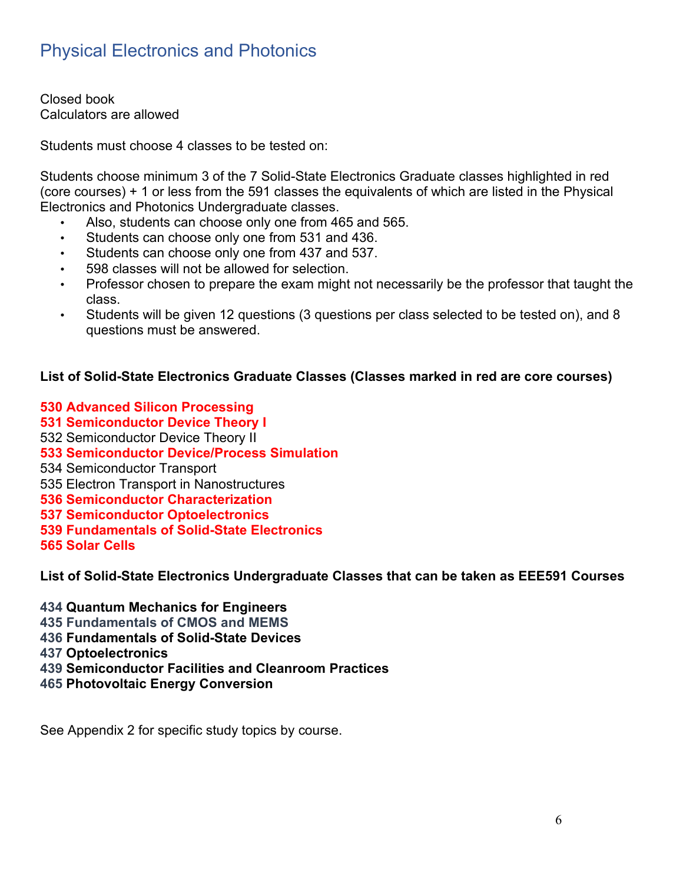## Physical Electronics and Photonics

Closed book
Calculators are allowed

Students must choose 4 classes to be tested on:

Students choose minimum 3 of the 7 Solid-State Electronics Graduate classes highlighted in red (core courses) + 1 or less from the 591 classes the equivalents of which are listed in the Physical Electronics and Photonics Undergraduate classes.

- Also, students can choose only one from 465 and 565.
- Students can choose only one from 531 and 436.
- Students can choose only one from 437 and 537.
- 598 classes will not be allowed for selection.
- Professor chosen to prepare the exam might not necessarily be the professor that taught the class.
- Students will be given 12 questions (3 questions per class selected to be tested on), and 8 questions must be answered.

**List of Solid-State Electronics Graduate Classes (Classes marked in red are core courses)**

**530 Advanced Silicon Processing**
**531 Semiconductor Device Theory I**
532 Semiconductor Device Theory II
**533 Semiconductor Device/Process Simulation**
534 Semiconductor Transport
535 Electron Transport in Nanostructures
**536 Semiconductor Characterization**
**537 Semiconductor Optoelectronics**
**539 Fundamentals of Solid-State Electronics**
**565 Solar Cells**

**List of Solid-State Electronics Undergraduate Classes that can be taken as EEE591 Courses**

**434 Quantum Mechanics for Engineers**
**435 Fundamentals of CMOS and MEMS**
**436 Fundamentals of Solid-State Devices**
**437 Optoelectronics**
**439 Semiconductor Facilities and Cleanroom Practices**
**465 Photovoltaic Energy Conversion**

See Appendix 2 for specific study topics by course.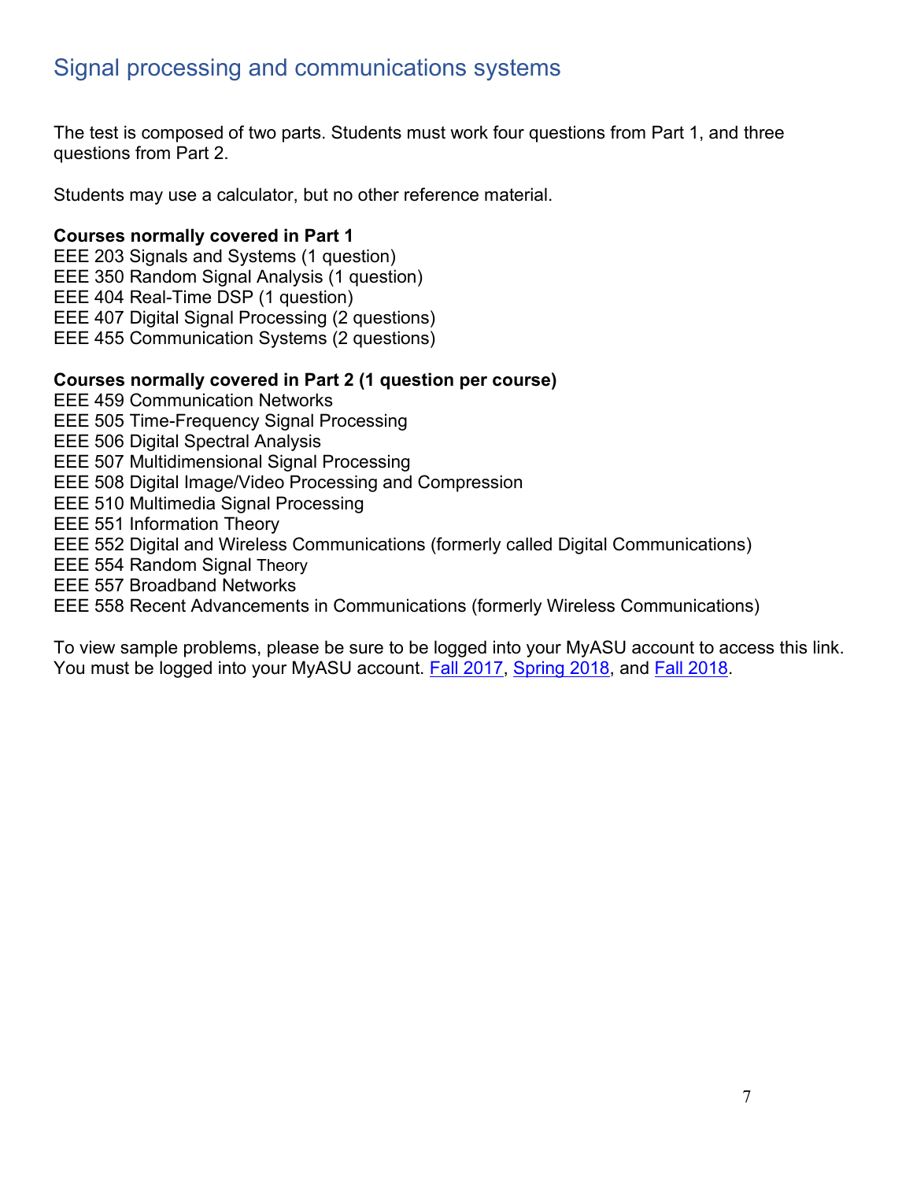## Signal processing and communications systems

The test is composed of two parts. Students must work four questions from Part 1, and three questions from Part 2.

Students may use a calculator, but no other reference material.

**Courses normally covered in Part 1**

EEE 203 Signals and Systems (1 question)
EEE 350 Random Signal Analysis (1 question)
EEE 404 Real-Time DSP (1 question)
EEE 407 Digital Signal Processing (2 questions)
EEE 455 Communication Systems (2 questions)

**Courses normally covered in Part 2 (1 question per course)**

EEE 459 Communication Networks
EEE 505 Time-Frequency Signal Processing
EEE 506 Digital Spectral Analysis
EEE 507 Multidimensional Signal Processing
EEE 508 Digital Image/Video Processing and Compression
EEE 510 Multimedia Signal Processing
EEE 551 Information Theory
EEE 552 Digital and Wireless Communications (formerly called Digital Communications)
EEE 554 Random Signal Theory
EEE 557 Broadband Networks
EEE 558 Recent Advancements in Communications (formerly Wireless Communications)

To view sample problems, please be sure to be logged into your MyASU account to access this link. You must be logged into your MyASU account. Fall 2017, Spring 2018, and Fall 2018.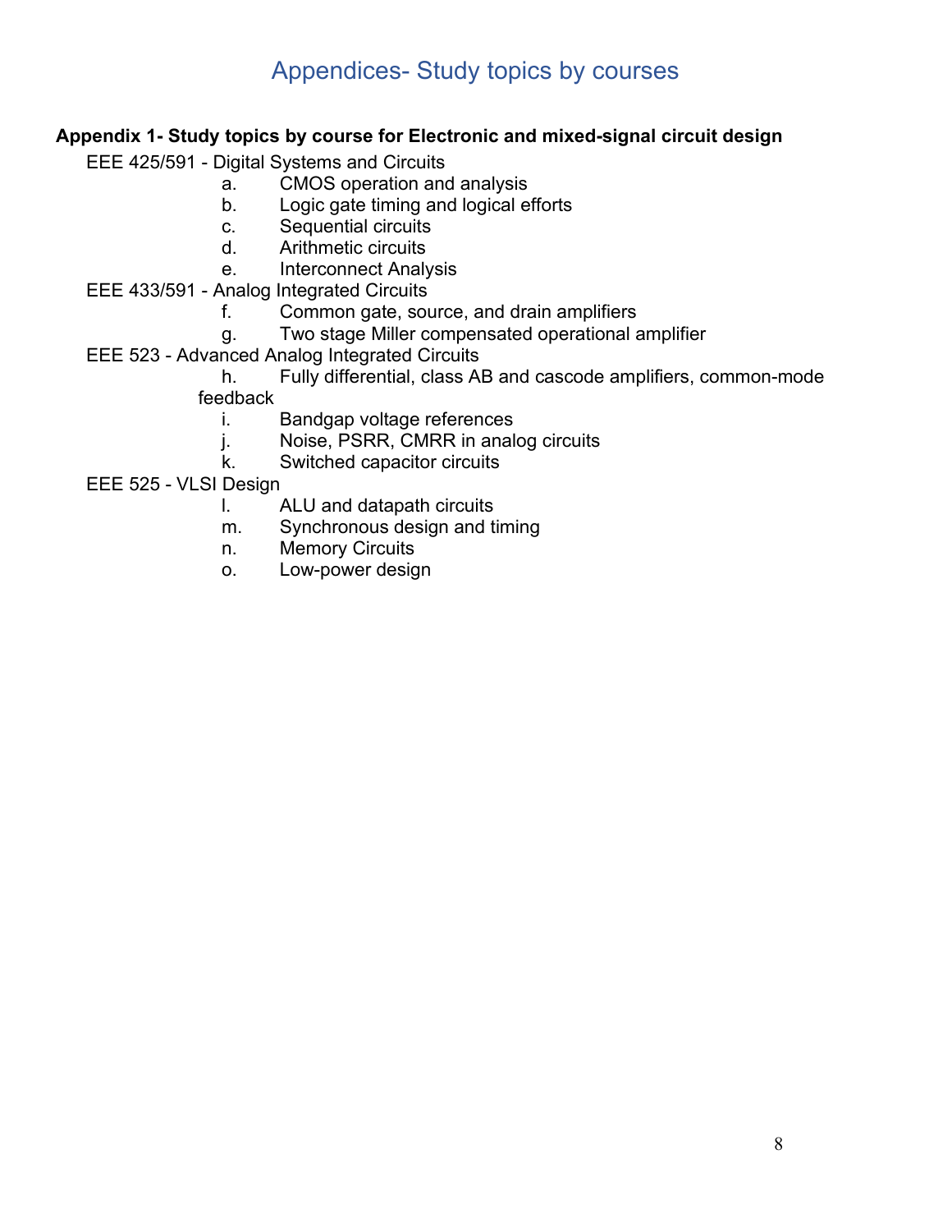# Appendices- Study topics by courses

**Appendix 1- Study topics by course for Electronic and mixed-signal circuit design**

EEE 425/591 - Digital Systems and Circuits

a. CMOS operation and analysis
b. Logic gate timing and logical efforts
c. Sequential circuits
d. Arithmetic circuits
e. Interconnect Analysis

EEE 433/591 - Analog Integrated Circuits

f. Common gate, source, and drain amplifiers
g. Two stage Miller compensated operational amplifier

EEE 523 - Advanced Analog Integrated Circuits

h. Fully differential, class AB and cascode amplifiers, common-mode feedback
i. Bandgap voltage references
j. Noise, PSRR, CMRR in analog circuits
k. Switched capacitor circuits

EEE 525 - VLSI Design

l. ALU and datapath circuits
m. Synchronous design and timing
n. Memory Circuits
o. Low-power design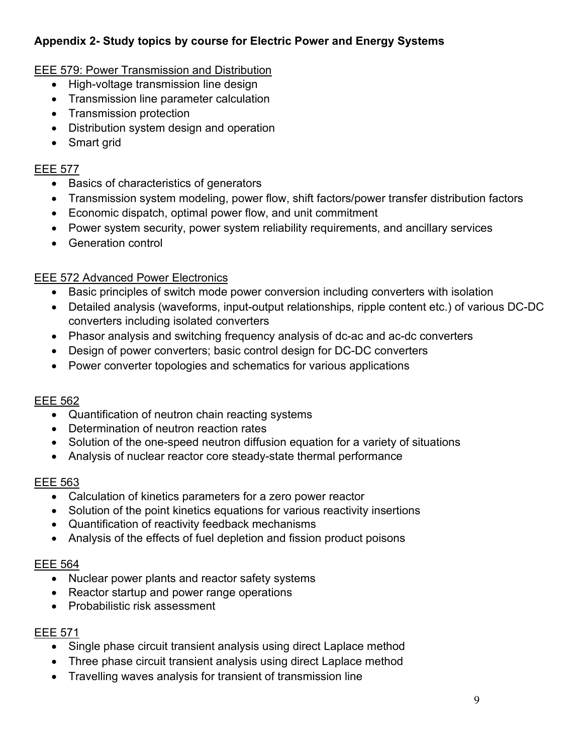**Appendix 2- Study topics by course for Electric Power and Energy Systems**

<u>EEE 579: Power Transmission and Distribution</u>

- High-voltage transmission line design
- Transmission line parameter calculation
- Transmission protection
- Distribution system design and operation
- Smart grid

<u>EEE 577</u>

- Basics of characteristics of generators
- Transmission system modeling, power flow, shift factors/power transfer distribution factors
- Economic dispatch, optimal power flow, and unit commitment
- Power system security, power system reliability requirements, and ancillary services
- Generation control

<u>EEE 572 Advanced Power Electronics</u>

- Basic principles of switch mode power conversion including converters with isolation
- Detailed analysis (waveforms, input-output relationships, ripple content etc.) of various DC-DC converters including isolated converters
- Phasor analysis and switching frequency analysis of dc-ac and ac-dc converters
- Design of power converters; basic control design for DC-DC converters
- Power converter topologies and schematics for various applications

<u>EEE 562</u>

- Quantification of neutron chain reacting systems
- Determination of neutron reaction rates
- Solution of the one-speed neutron diffusion equation for a variety of situations
- Analysis of nuclear reactor core steady-state thermal performance

<u>EEE 563</u>

- Calculation of kinetics parameters for a zero power reactor
- Solution of the point kinetics equations for various reactivity insertions
- Quantification of reactivity feedback mechanisms
- Analysis of the effects of fuel depletion and fission product poisons

<u>EEE 564</u>

- Nuclear power plants and reactor safety systems
- Reactor startup and power range operations
- Probabilistic risk assessment

<u>EEE 571</u>

- Single phase circuit transient analysis using direct Laplace method
- Three phase circuit transient analysis using direct Laplace method
- Travelling waves analysis for transient of transmission line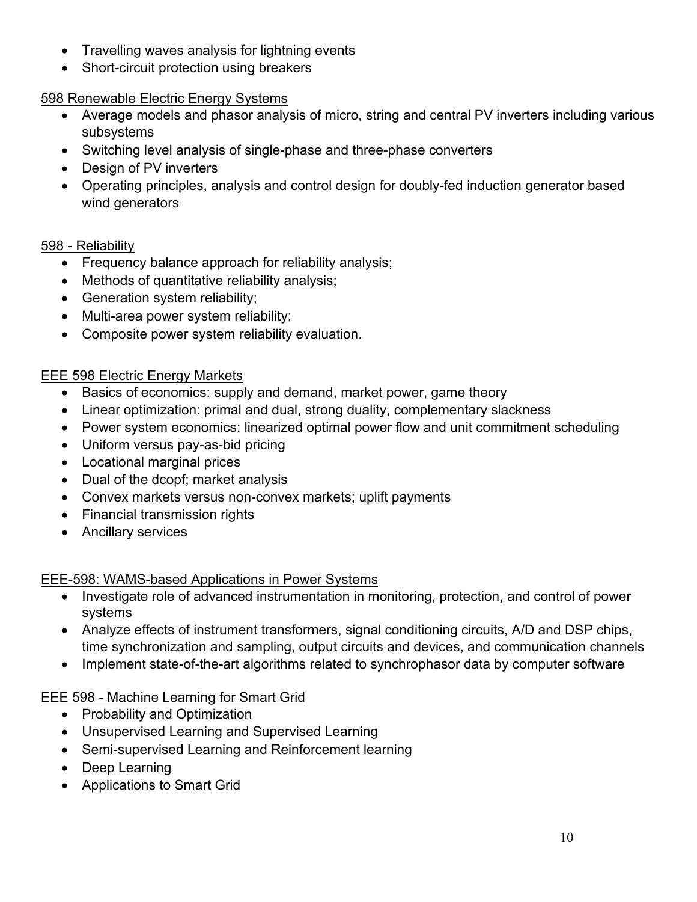- Travelling waves analysis for lightning events
- Short-circuit protection using breakers

598 Renewable Electric Energy Systems

- Average models and phasor analysis of micro, string and central PV inverters including various subsystems
- Switching level analysis of single-phase and three-phase converters
- Design of PV inverters
- Operating principles, analysis and control design for doubly-fed induction generator based wind generators

598 - Reliability

- Frequency balance approach for reliability analysis;
- Methods of quantitative reliability analysis;
- Generation system reliability;
- Multi-area power system reliability;
- Composite power system reliability evaluation.

EEE 598 Electric Energy Markets

- Basics of economics: supply and demand, market power, game theory
- Linear optimization: primal and dual, strong duality, complementary slackness
- Power system economics: linearized optimal power flow and unit commitment scheduling
- Uniform versus pay-as-bid pricing
- Locational marginal prices
- Dual of the dcopf; market analysis
- Convex markets versus non-convex markets; uplift payments
- Financial transmission rights
- Ancillary services

EEE-598: WAMS-based Applications in Power Systems

- Investigate role of advanced instrumentation in monitoring, protection, and control of power systems
- Analyze effects of instrument transformers, signal conditioning circuits, A/D and DSP chips, time synchronization and sampling, output circuits and devices, and communication channels
- Implement state-of-the-art algorithms related to synchrophasor data by computer software

EEE 598 - Machine Learning for Smart Grid

- Probability and Optimization
- Unsupervised Learning and Supervised Learning
- Semi-supervised Learning and Reinforcement learning
- Deep Learning
- Applications to Smart Grid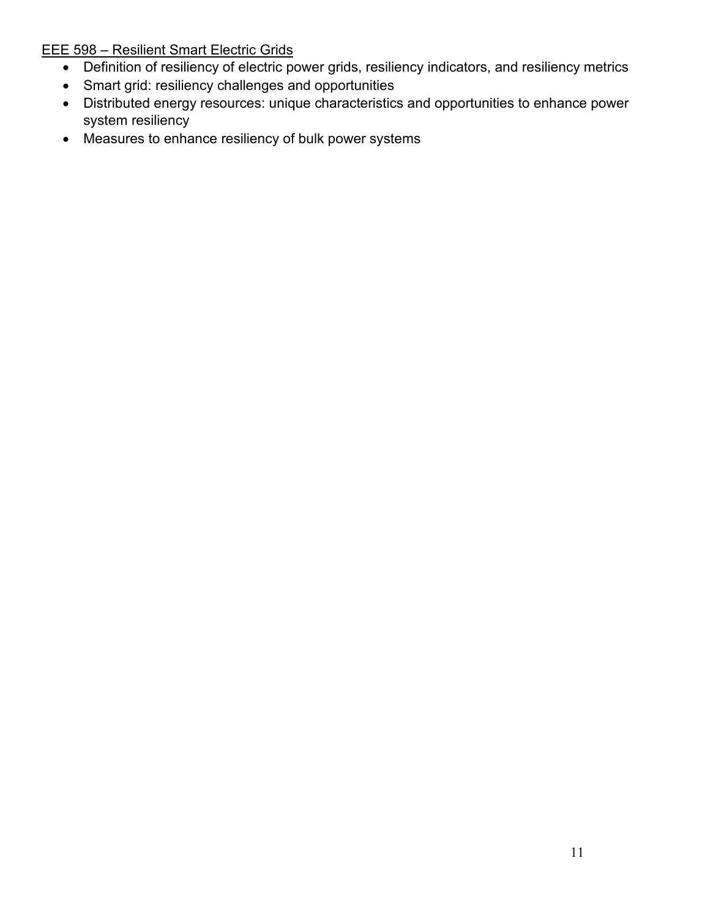<u>EEE 598 – Resilient Smart Electric Grids</u>

- Definition of resiliency of electric power grids, resiliency indicators, and resiliency metrics
- Smart grid: resiliency challenges and opportunities
- Distributed energy resources: unique characteristics and opportunities to enhance power system resiliency
- Measures to enhance resiliency of bulk power systems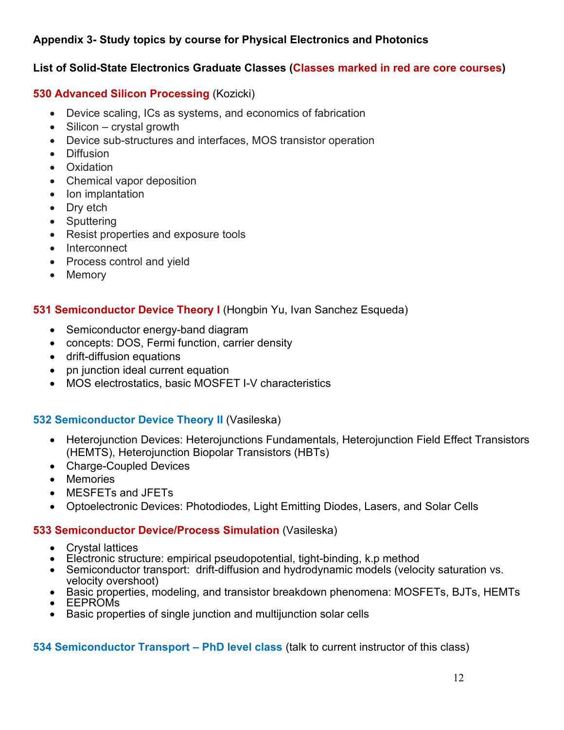**Appendix 3- Study topics by course for Physical Electronics and Photonics**

**List of Solid-State Electronics Graduate Classes (Classes marked in red are core courses)**

**530 Advanced Silicon Processing** (Kozicki)

- Device scaling, ICs as systems, and economics of fabrication
- Silicon – crystal growth
- Device sub-structures and interfaces, MOS transistor operation
- Diffusion
- Oxidation
- Chemical vapor deposition
- Ion implantation
- Dry etch
- Sputtering
- Resist properties and exposure tools
- Interconnect
- Process control and yield
- Memory

**531 Semiconductor Device Theory I** (Hongbin Yu, Ivan Sanchez Esqueda)

- Semiconductor energy-band diagram
- concepts: DOS, Fermi function, carrier density
- drift-diffusion equations
- pn junction ideal current equation
- MOS electrostatics, basic MOSFET I-V characteristics

**532 Semiconductor Device Theory II** (Vasileska)

- Heterojunction Devices: Heterojunctions Fundamentals, Heterojunction Field Effect Transistors (HEMTS), Heterojunction Biopolar Transistors (HBTs)
- Charge-Coupled Devices
- Memories
- MESFETs and JFETs
- Optoelectronic Devices: Photodiodes, Light Emitting Diodes, Lasers, and Solar Cells

**533 Semiconductor Device/Process Simulation** (Vasileska)

- Crystal lattices
- Electronic structure: empirical pseudopotential, tight-binding, k.p method
- Semiconductor transport: drift-diffusion and hydrodynamic models (velocity saturation vs. velocity overshoot)
- Basic properties, modeling, and transistor breakdown phenomena: MOSFETs, BJTs, HEMTs
- EEPROMs
- Basic properties of single junction and multijunction solar cells

**534 Semiconductor Transport – PhD level class** (talk to current instructor of this class)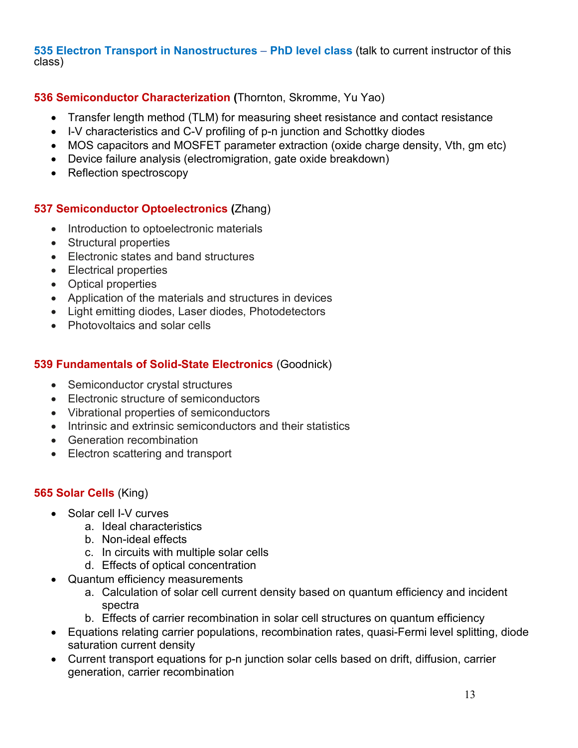**535 Electron Transport in Nanostructures – PhD level class** (talk to current instructor of this class)

**536 Semiconductor Characterization (**Thornton, Skromme, Yu Yao)

- Transfer length method (TLM) for measuring sheet resistance and contact resistance
- I-V characteristics and C-V profiling of p-n junction and Schottky diodes
- MOS capacitors and MOSFET parameter extraction (oxide charge density, Vth, gm etc)
- Device failure analysis (electromigration, gate oxide breakdown)
- Reflection spectroscopy

**537 Semiconductor Optoelectronics (**Zhang)

- Introduction to optoelectronic materials
- Structural properties
- Electronic states and band structures
- Electrical properties
- Optical properties
- Application of the materials and structures in devices
- Light emitting diodes, Laser diodes, Photodetectors
- Photovoltaics and solar cells

**539 Fundamentals of Solid-State Electronics** (Goodnick)

- Semiconductor crystal structures
- Electronic structure of semiconductors
- Vibrational properties of semiconductors
- Intrinsic and extrinsic semiconductors and their statistics
- Generation recombination
- Electron scattering and transport

**565 Solar Cells** (King)

- Solar cell I-V curves
    a. Ideal characteristics
    b. Non-ideal effects
    c. In circuits with multiple solar cells
    d. Effects of optical concentration
- Quantum efficiency measurements
    a. Calculation of solar cell current density based on quantum efficiency and incident spectra
    b. Effects of carrier recombination in solar cell structures on quantum efficiency
- Equations relating carrier populations, recombination rates, quasi-Fermi level splitting, diode saturation current density
- Current transport equations for p-n junction solar cells based on drift, diffusion, carrier generation, carrier recombination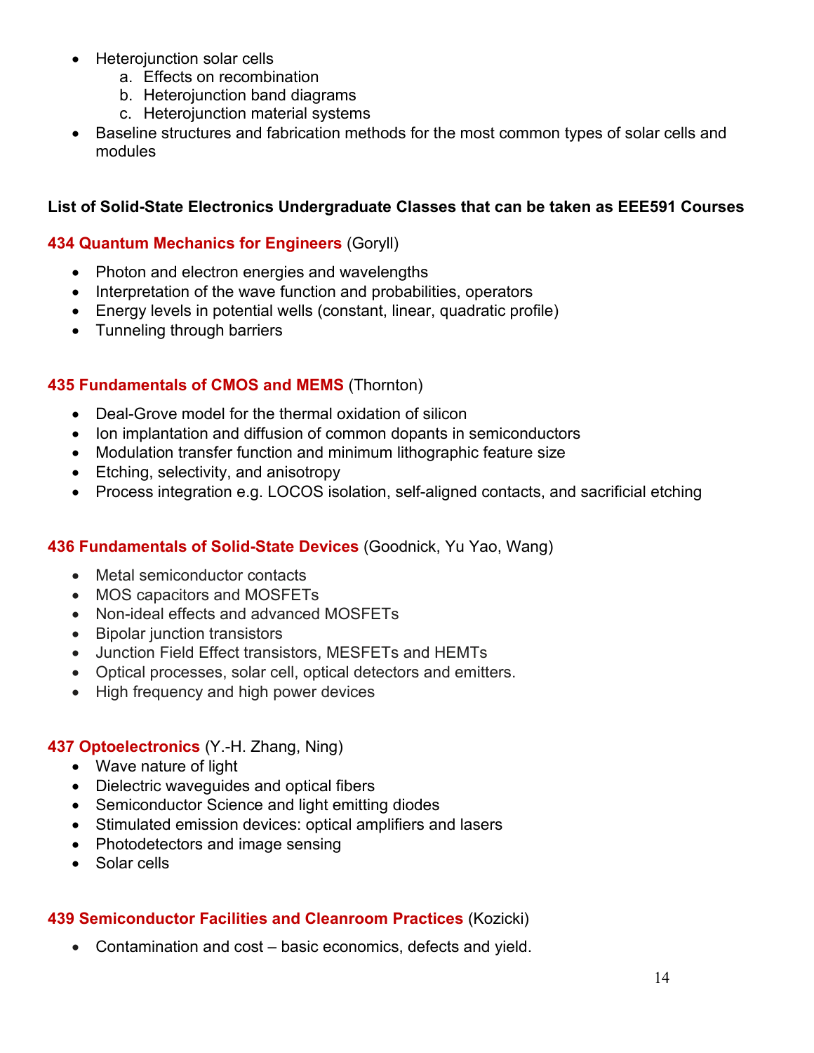- Heterojunction solar cells
    a. Effects on recombination
    b. Heterojunction band diagrams
    c. Heterojunction material systems
- Baseline structures and fabrication methods for the most common types of solar cells and modules

**List of Solid-State Electronics Undergraduate Classes that can be taken as EEE591 Courses**

**434 Quantum Mechanics for Engineers** (Goryll)

- Photon and electron energies and wavelengths
- Interpretation of the wave function and probabilities, operators
- Energy levels in potential wells (constant, linear, quadratic profile)
- Tunneling through barriers

**435 Fundamentals of CMOS and MEMS** (Thornton)

- Deal-Grove model for the thermal oxidation of silicon
- Ion implantation and diffusion of common dopants in semiconductors
- Modulation transfer function and minimum lithographic feature size
- Etching, selectivity, and anisotropy
- Process integration e.g. LOCOS isolation, self-aligned contacts, and sacrificial etching

**436 Fundamentals of Solid-State Devices** (Goodnick, Yu Yao, Wang)

- Metal semiconductor contacts
- MOS capacitors and MOSFETs
- Non-ideal effects and advanced MOSFETs
- Bipolar junction transistors
- Junction Field Effect transistors, MESFETs and HEMTs
- Optical processes, solar cell, optical detectors and emitters.
- High frequency and high power devices

**437 Optoelectronics** (Y.-H. Zhang, Ning)

- Wave nature of light
- Dielectric waveguides and optical fibers
- Semiconductor Science and light emitting diodes
- Stimulated emission devices: optical amplifiers and lasers
- Photodetectors and image sensing
- Solar cells

**439 Semiconductor Facilities and Cleanroom Practices** (Kozicki)

- Contamination and cost – basic economics, defects and yield.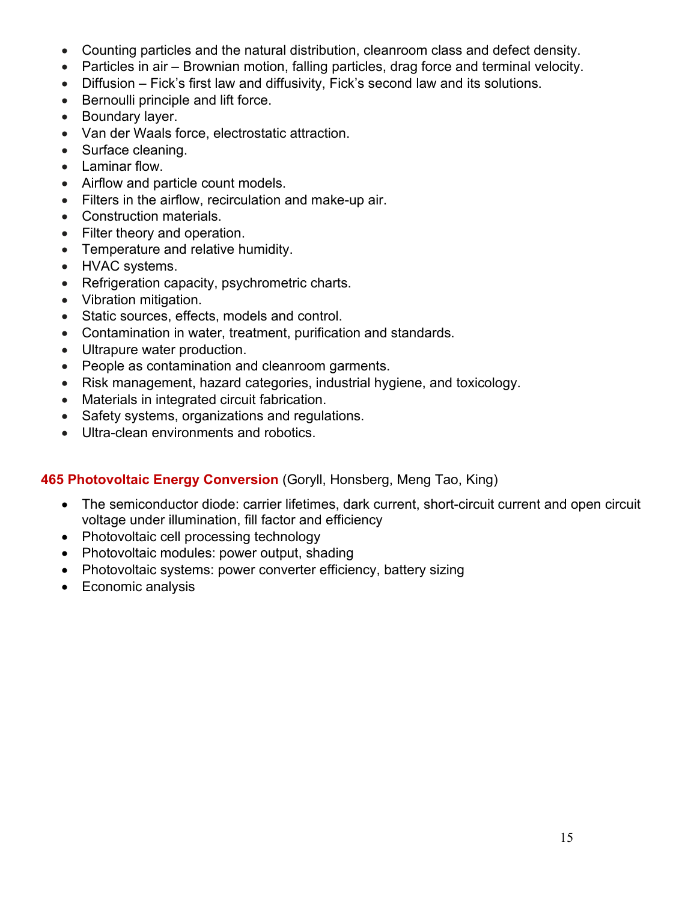- Counting particles and the natural distribution, cleanroom class and defect density.
- Particles in air – Brownian motion, falling particles, drag force and terminal velocity.
- Diffusion – Fick's first law and diffusivity, Fick's second law and its solutions.
- Bernoulli principle and lift force.
- Boundary layer.
- Van der Waals force, electrostatic attraction.
- Surface cleaning.
- Laminar flow.
- Airflow and particle count models.
- Filters in the airflow, recirculation and make-up air.
- Construction materials.
- Filter theory and operation.
- Temperature and relative humidity.
- HVAC systems.
- Refrigeration capacity, psychrometric charts.
- Vibration mitigation.
- Static sources, effects, models and control.
- Contamination in water, treatment, purification and standards.
- Ultrapure water production.
- People as contamination and cleanroom garments.
- Risk management, hazard categories, industrial hygiene, and toxicology.
- Materials in integrated circuit fabrication.
- Safety systems, organizations and regulations.
- Ultra-clean environments and robotics.

**465 Photovoltaic Energy Conversion** (Goryll, Honsberg, Meng Tao, King)

- The semiconductor diode: carrier lifetimes, dark current, short-circuit current and open circuit voltage under illumination, fill factor and efficiency
- Photovoltaic cell processing technology
- Photovoltaic modules: power output, shading
- Photovoltaic systems: power converter efficiency, battery sizing
- Economic analysis